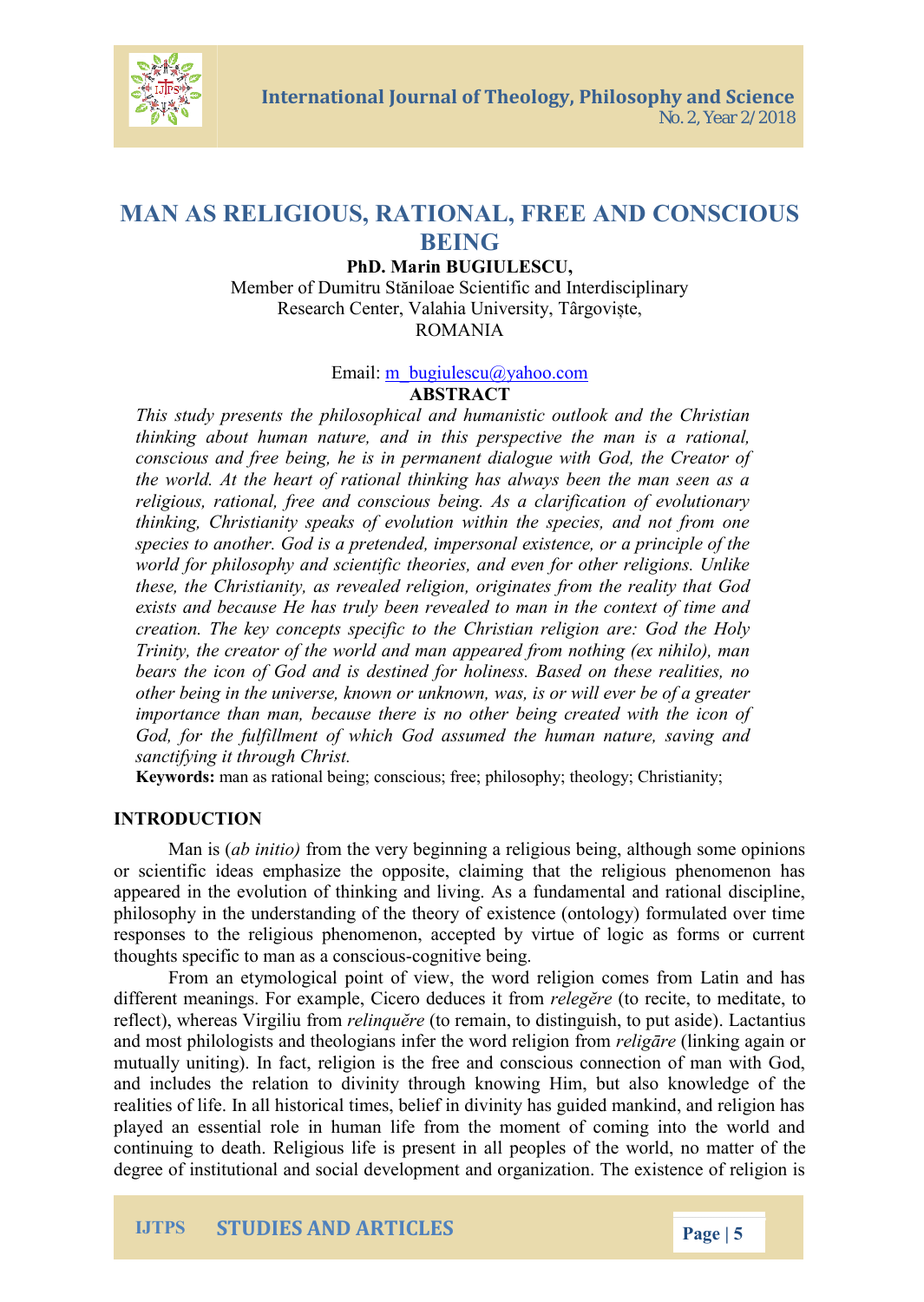# MAN AS RELIGIOUS, RATIONAL, FREE AND CONSCIOUS BEING

**PhD. Marin BUGIULESCU,**
Member of Dumitru Stăniloae Scientific and Interdisciplinary Research Center, Valahia University, Târgoviște, ROMANIA

Email: m_bugiulescu@yahoo.com

## ABSTRACT

*This study presents the philosophical and humanistic outlook and the Christian thinking about human nature, and in this perspective the man is a rational, conscious and free being, he is in permanent dialogue with God, the Creator of the world. At the heart of rational thinking has always been the man seen as a religious, rational, free and conscious being. As a clarification of evolutionary thinking, Christianity speaks of evolution within the species, and not from one species to another. God is a pretended, impersonal existence, or a principle of the world for philosophy and scientific theories, and even for other religions. Unlike these, the Christianity, as revealed religion, originates from the reality that God exists and because He has truly been revealed to man in the context of time and creation. The key concepts specific to the Christian religion are: God the Holy Trinity, the creator of the world and man appeared from nothing (ex nihilo), man bears the icon of God and is destined for holiness. Based on these realities, no other being in the universe, known or unknown, was, is or will ever be of a greater importance than man, because there is no other being created with the icon of God, for the fulfillment of which God assumed the human nature, saving and sanctifying it through Christ.*

**Keywords:** man as rational being; conscious; free; philosophy; theology; Christianity;

## INTRODUCTION

Man is (*ab initio)* from the very beginning a religious being, although some opinions or scientific ideas emphasize the opposite, claiming that the religious phenomenon has appeared in the evolution of thinking and living. As a fundamental and rational discipline, philosophy in the understanding of the theory of existence (ontology) formulated over time responses to the religious phenomenon, accepted by virtue of logic as forms or current thoughts specific to man as a conscious-cognitive being.

From an etymological point of view, the word religion comes from Latin and has different meanings. For example, Cicero deduces it from *relegĕre* (to recite, to meditate, to reflect), whereas Virgiliu from *relinquĕre* (to remain, to distinguish, to put aside). Lactantius and most philologists and theologians infer the word religion from *religāre* (linking again or mutually uniting). In fact, religion is the free and conscious connection of man with God, and includes the relation to divinity through knowing Him, but also knowledge of the realities of life. In all historical times, belief in divinity has guided mankind, and religion has played an essential role in human life from the moment of coming into the world and continuing to death. Religious life is present in all peoples of the world, no matter of the degree of institutional and social development and organization. The existence of religion is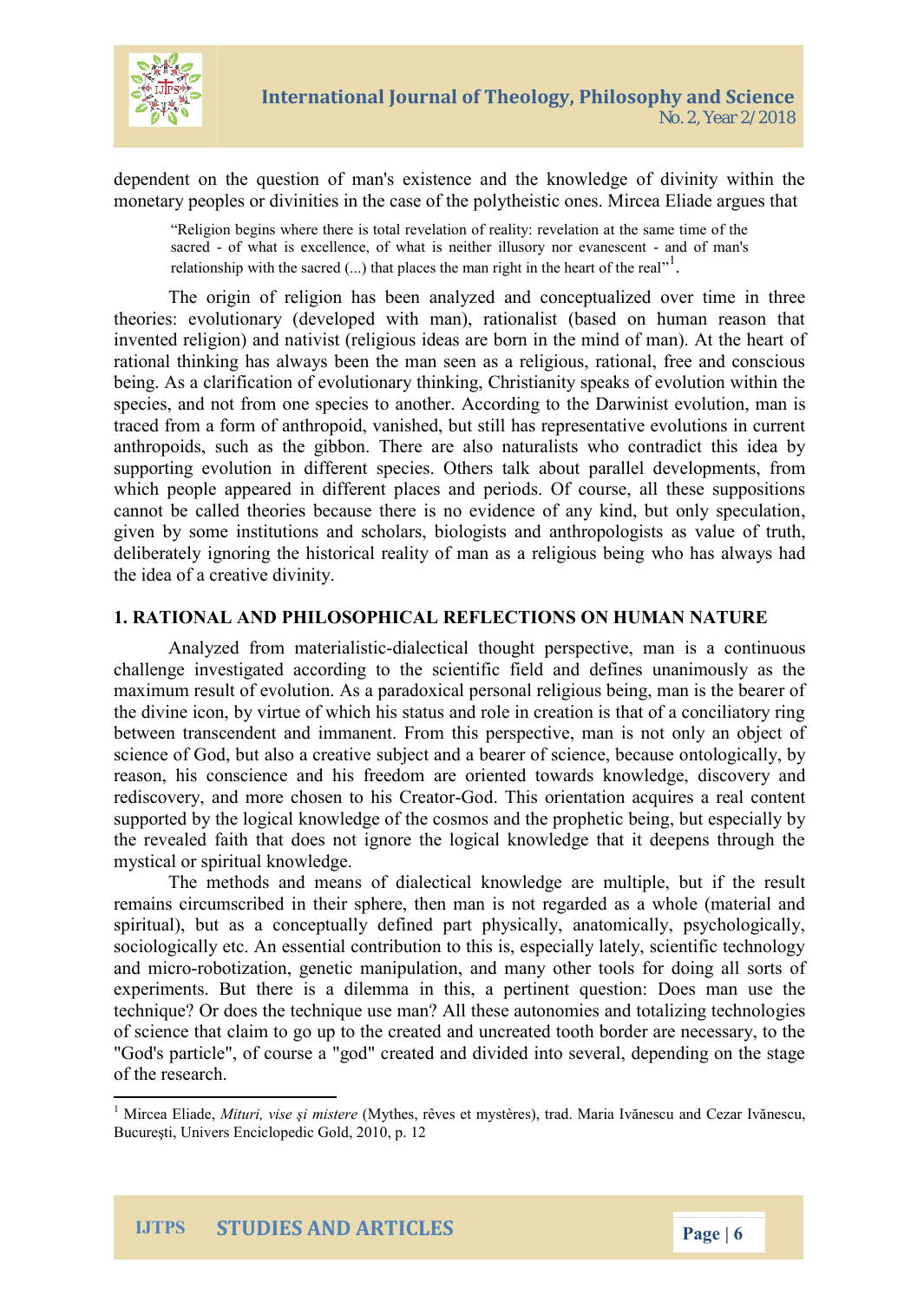dependent on the question of man's existence and the knowledge of divinity within the monetary peoples or divinities in the case of the polytheistic ones. Mircea Eliade argues that

> "Religion begins where there is total revelation of reality: revelation at the same time of the sacred - of what is excellence, of what is neither illusory nor evanescent - and of man's relationship with the sacred (...) that places the man right in the heart of the real"[1].

The origin of religion has been analyzed and conceptualized over time in three theories: evolutionary (developed with man), rationalist (based on human reason that invented religion) and nativist (religious ideas are born in the mind of man). At the heart of rational thinking has always been the man seen as a religious, rational, free and conscious being. As a clarification of evolutionary thinking, Christianity speaks of evolution within the species, and not from one species to another. According to the Darwinist evolution, man is traced from a form of anthropoid, vanished, but still has representative evolutions in current anthropoids, such as the gibbon. There are also naturalists who contradict this idea by supporting evolution in different species. Others talk about parallel developments, from which people appeared in different places and periods. Of course, all these suppositions cannot be called theories because there is no evidence of any kind, but only speculation, given by some institutions and scholars, biologists and anthropologists as value of truth, deliberately ignoring the historical reality of man as a religious being who has always had the idea of a creative divinity.

## 1. RATIONAL AND PHILOSOPHICAL REFLECTIONS ON HUMAN NATURE

Analyzed from materialistic-dialectical thought perspective, man is a continuous challenge investigated according to the scientific field and defines unanimously as the maximum result of evolution. As a paradoxical personal religious being, man is the bearer of the divine icon, by virtue of which his status and role in creation is that of a conciliatory ring between transcendent and immanent. From this perspective, man is not only an object of science of God, but also a creative subject and a bearer of science, because ontologically, by reason, his conscience and his freedom are oriented towards knowledge, discovery and rediscovery, and more chosen to his Creator-God. This orientation acquires a real content supported by the logical knowledge of the cosmos and the prophetic being, but especially by the revealed faith that does not ignore the logical knowledge that it deepens through the mystical or spiritual knowledge.

The methods and means of dialectical knowledge are multiple, but if the result remains circumscribed in their sphere, then man is not regarded as a whole (material and spiritual), but as a conceptually defined part physically, anatomically, psychologically, sociologically etc. An essential contribution to this is, especially lately, scientific technology and micro-robotization, genetic manipulation, and many other tools for doing all sorts of experiments. But there is a dilemma in this, a pertinent question: Does man use the technique? Or does the technique use man? All these autonomies and totalizing technologies of science that claim to go up to the created and uncreated tooth border are necessary, to the "God's particle", of course a "god" created and divided into several, depending on the stage of the research.

---

[1] Mircea Eliade, *Mituri, vise și mistere* (Mythes, rêves et mystères), trad. Maria Ivănescu and Cezar Ivănescu, București, Univers Enciclopedic Gold, 2010, p. 12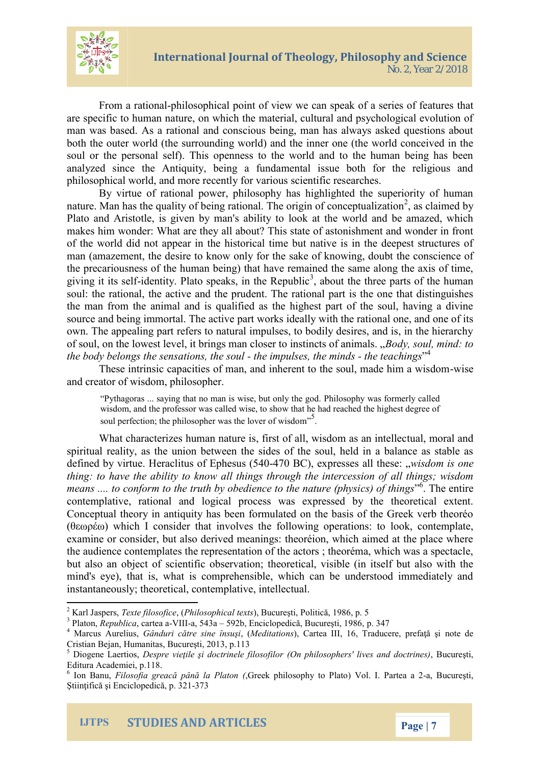From a rational-philosophical point of view we can speak of a series of features that are specific to human nature, on which the material, cultural and psychological evolution of man was based. As a rational and conscious being, man has always asked questions about both the outer world (the surrounding world) and the inner one (the world conceived in the soul or the personal self). This openness to the world and to the human being has been analyzed since the Antiquity, being a fundamental issue both for the religious and philosophical world, and more recently for various scientific researches.

By virtue of rational power, philosophy has highlighted the superiority of human nature. Man has the quality of being rational. The origin of conceptualization[2], as claimed by Plato and Aristotle, is given by man's ability to look at the world and be amazed, which makes him wonder: What are they all about? This state of astonishment and wonder in front of the world did not appear in the historical time but native is in the deepest structures of man (amazement, the desire to know only for the sake of knowing, doubt the conscience of the precariousness of the human being) that have remained the same along the axis of time, giving it its self-identity. Plato speaks, in the Republic[3], about the three parts of the human soul: the rational, the active and the prudent. The rational part is the one that distinguishes the man from the animal and is qualified as the highest part of the soul, having a divine source and being immortal. The active part works ideally with the rational one, and one of its own. The appealing part refers to natural impulses, to bodily desires, and is, in the hierarchy of soul, on the lowest level, it brings man closer to instincts of animals. „*Body, soul, mind: to the body belongs the sensations, the soul - the impulses, the minds - the teachings*”[4]

These intrinsic capacities of man, and inherent to the soul, made him a wisdom-wise and creator of wisdom, philosopher.

> “Pythagoras ... saying that no man is wise, but only the god. Philosophy was formerly called wisdom, and the professor was called wise, to show that he had reached the highest degree of soul perfection; the philosopher was the lover of wisdom”[5].

What characterizes human nature is, first of all, wisdom as an intellectual, moral and spiritual reality, as the union between the sides of the soul, held in a balance as stable as defined by virtue. Heraclitus of Ephesus (540-470 BC), expresses all these: „*wisdom is one thing: to have the ability to know all things through the intercession of all things; wisdom means .... to conform to the truth by obedience to the nature (physics) of things*”[6]. The entire contemplative, rational and logical process was expressed by the theoretical extent. Conceptual theory in antiquity has been formulated on the basis of the Greek verb theoréo (θεωρέω) which I consider that involves the following operations: to look, contemplate, examine or consider, but also derived meanings: theoréion, which aimed at the place where the audience contemplates the representation of the actors ; theoréma, which was a spectacle, but also an object of scientific observation; theoretical, visible (in itself but also with the mind's eye), that is, what is comprehensible, which can be understood immediately and instantaneously; theoretical, contemplative, intellectual.

---

[2] Karl Jaspers, *Texte filosofice*, (*Philosophical texts*), Bucureşti, Politică, 1986, p. 5

[3] Platon, *Republica*, cartea a-VIII-a, 543a – 592b, Enciclopedică, Bucureşti, 1986, p. 347

[4] Marcus Aurelius, *Gânduri către sine însuşi*, (*Meditations*), Cartea III, 16, Traducere, prefaţă şi note de Cristian Bejan, Humanitas, Bucureşti, 2013, p.113

[5] Diogene Laertios, *Despre vieţile şi doctrinele filosofilor (On philosophers' lives and doctrines)*, Bucureşti, Editura Academiei, p.118.

[6] Ion Banu, *Filosofia greacă până la Platon* (,Greek philosophy to Plato) Vol. I. Partea a 2-a, Bucureşti, Ştiinţifică şi Enciclopedică, p. 321-373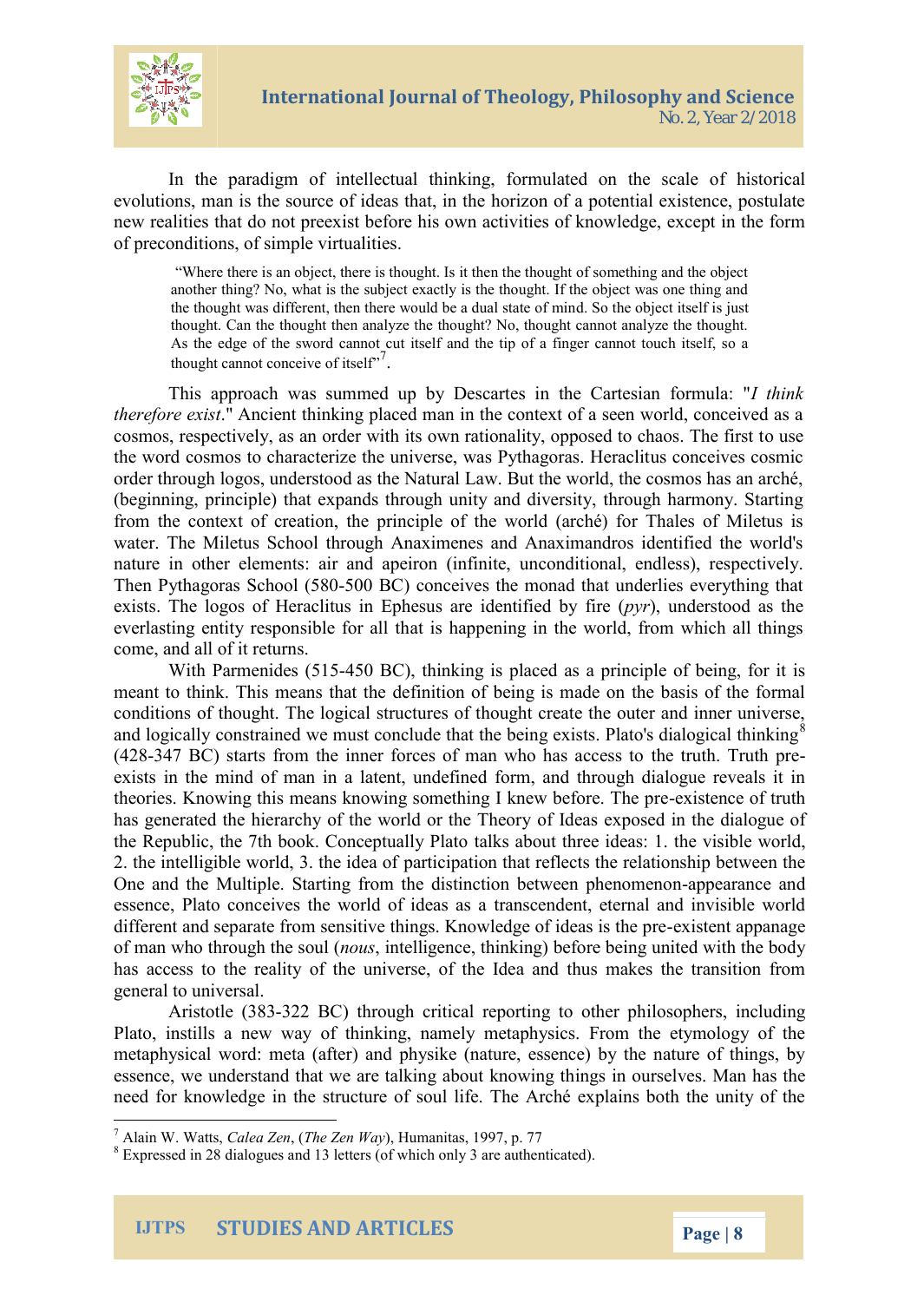In the paradigm of intellectual thinking, formulated on the scale of historical evolutions, man is the source of ideas that, in the horizon of a potential existence, postulate new realities that do not preexist before his own activities of knowledge, except in the form of preconditions, of simple virtualities.

> "Where there is an object, there is thought. Is it then the thought of something and the object another thing? No, what is the subject exactly is the thought. If the object was one thing and the thought was different, then there would be a dual state of mind. So the object itself is just thought. Can the thought then analyze the thought? No, thought cannot analyze the thought. As the edge of the sword cannot cut itself and the tip of a finger cannot touch itself, so a thought cannot conceive of itself"[7].

This approach was summed up by Descartes in the Cartesian formula: "*I think therefore exist*." Ancient thinking placed man in the context of a seen world, conceived as a cosmos, respectively, as an order with its own rationality, opposed to chaos. The first to use the word cosmos to characterize the universe, was Pythagoras. Heraclitus conceives cosmic order through logos, understood as the Natural Law. But the world, the cosmos has an arché, (beginning, principle) that expands through unity and diversity, through harmony. Starting from the context of creation, the principle of the world (arché) for Thales of Miletus is water. The Miletus School through Anaximenes and Anaximandros identified the world's nature in other elements: air and apeiron (infinite, unconditional, endless), respectively. Then Pythagoras School (580-500 BC) conceives the monad that underlies everything that exists. The logos of Heraclitus in Ephesus are identified by fire (*pyr*), understood as the everlasting entity responsible for all that is happening in the world, from which all things come, and all of it returns.

With Parmenides (515-450 BC), thinking is placed as a principle of being, for it is meant to think. This means that the definition of being is made on the basis of the formal conditions of thought. The logical structures of thought create the outer and inner universe, and logically constrained we must conclude that the being exists. Plato's dialogical thinking[8] (428-347 BC) starts from the inner forces of man who has access to the truth. Truth pre-exists in the mind of man in a latent, undefined form, and through dialogue reveals it in theories. Knowing this means knowing something I knew before. The pre-existence of truth has generated the hierarchy of the world or the Theory of Ideas exposed in the dialogue of the Republic, the 7th book. Conceptually Plato talks about three ideas: 1. the visible world, 2. the intelligible world, 3. the idea of participation that reflects the relationship between the One and the Multiple. Starting from the distinction between phenomenon-appearance and essence, Plato conceives the world of ideas as a transcendent, eternal and invisible world different and separate from sensitive things. Knowledge of ideas is the pre-existent appanage of man who through the soul (*nous*, intelligence, thinking) before being united with the body has access to the reality of the universe, of the Idea and thus makes the transition from general to universal.

Aristotle (383-322 BC) through critical reporting to other philosophers, including Plato, instills a new way of thinking, namely metaphysics. From the etymology of the metaphysical word: meta (after) and physike (nature, essence) by the nature of things, by essence, we understand that we are talking about knowing things in ourselves. Man has the need for knowledge in the structure of soul life. The Arché explains both the unity of the

---

[7] Alain W. Watts, *Calea Zen*, (*The Zen Way*), Humanitas, 1997, p. 77

[8] Expressed in 28 dialogues and 13 letters (of which only 3 are authenticated).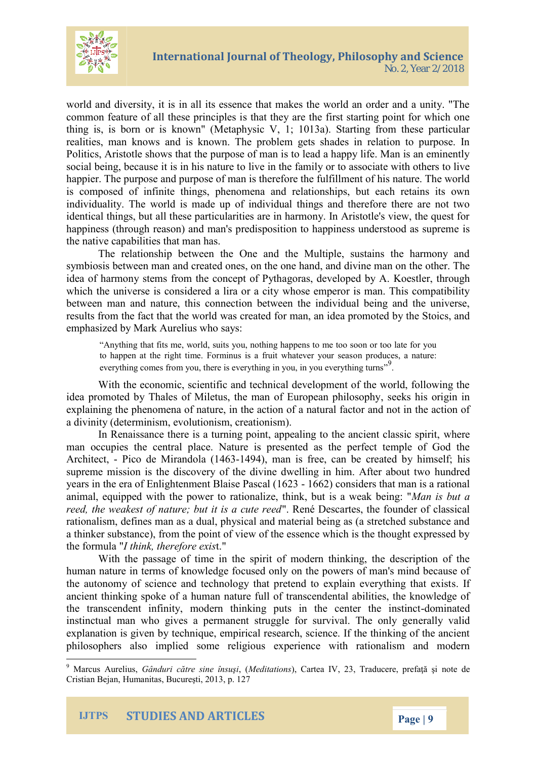world and diversity, it is in all its essence that makes the world an order and a unity. "The common feature of all these principles is that they are the first starting point for which one thing is, is born or is known" (Metaphysic V, 1; 1013a). Starting from these particular realities, man knows and is known. The problem gets shades in relation to purpose. In Politics, Aristotle shows that the purpose of man is to lead a happy life. Man is an eminently social being, because it is in his nature to live in the family or to associate with others to live happier. The purpose and purpose of man is therefore the fulfillment of his nature. The world is composed of infinite things, phenomena and relationships, but each retains its own individuality. The world is made up of individual things and therefore there are not two identical things, but all these particularities are in harmony. In Aristotle's view, the quest for happiness (through reason) and man's predisposition to happiness understood as supreme is the native capabilities that man has.

The relationship between the One and the Multiple, sustains the harmony and symbiosis between man and created ones, on the one hand, and divine man on the other. The idea of harmony stems from the concept of Pythagoras, developed by A. Koestler, through which the universe is considered a lira or a city whose emperor is man. This compatibility between man and nature, this connection between the individual being and the universe, results from the fact that the world was created for man, an idea promoted by the Stoics, and emphasized by Mark Aurelius who says:

> "Anything that fits me, world, suits you, nothing happens to me too soon or too late for you to happen at the right time. Forminus is a fruit whatever your season produces, a nature: everything comes from you, there is everything in you, in you everything turns"[9].

With the economic, scientific and technical development of the world, following the idea promoted by Thales of Miletus, the man of European philosophy, seeks his origin in explaining the phenomena of nature, in the action of a natural factor and not in the action of a divinity (determinism, evolutionism, creationism).

In Renaissance there is a turning point, appealing to the ancient classic spirit, where man occupies the central place. Nature is presented as the perfect temple of God the Architect, - Pico de Mirandola (1463-1494), man is free, can be created by himself; his supreme mission is the discovery of the divine dwelling in him. After about two hundred years in the era of Enlightenment Blaise Pascal (1623 - 1662) considers that man is a rational animal, equipped with the power to rationalize, think, but is a weak being: "*Man is but a reed, the weakest of nature; but it is a cute reed*". René Descartes, the founder of classical rationalism, defines man as a dual, physical and material being as (a stretched substance and a thinker substance), from the point of view of the essence which is the thought expressed by the formula "*I think, therefore exis*t."

With the passage of time in the spirit of modern thinking, the description of the human nature in terms of knowledge focused only on the powers of man's mind because of the autonomy of science and technology that pretend to explain everything that exists. If ancient thinking spoke of a human nature full of transcendental abilities, the knowledge of the transcendent infinity, modern thinking puts in the center the instinct-dominated instinctual man who gives a permanent struggle for survival. The only generally valid explanation is given by technique, empirical research, science. If the thinking of the ancient philosophers also implied some religious experience with rationalism and modern

---

[9] Marcus Aurelius, *Gânduri către sine însuşi*, (*Meditations*), Cartea IV, 23, Traducere, prefaţă şi note de Cristian Bejan, Humanitas, Bucureşti, 2013, p. 127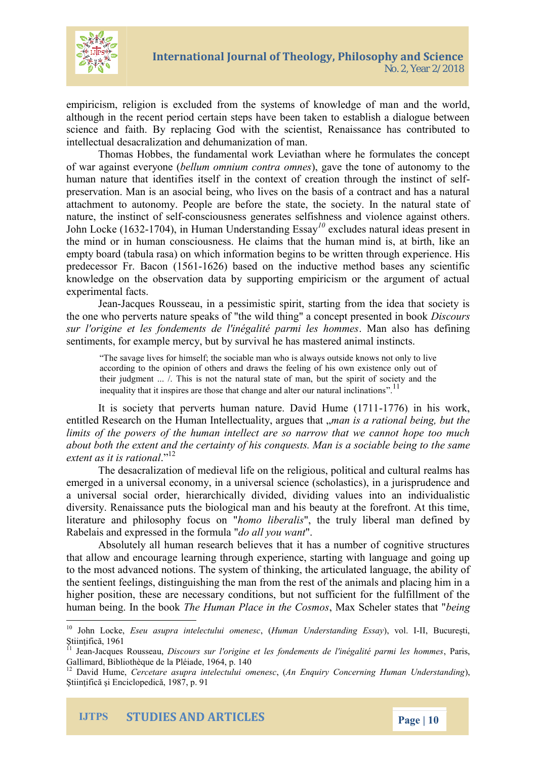empiricism, religion is excluded from the systems of knowledge of man and the world, although in the recent period certain steps have been taken to establish a dialogue between science and faith. By replacing God with the scientist, Renaissance has contributed to intellectual desacralization and dehumanization of man.

Thomas Hobbes, the fundamental work Leviathan where he formulates the concept of war against everyone (*bellum omnium contra omnes*), gave the tone of autonomy to the human nature that identifies itself in the context of creation through the instinct of self-preservation. Man is an asocial being, who lives on the basis of a contract and has a natural attachment to autonomy. People are before the state, the society. In the natural state of nature, the instinct of self-consciousness generates selfishness and violence against others. John Locke (1632-1704), in Human Understanding Essay[10] excludes natural ideas present in the mind or in human consciousness. He claims that the human mind is, at birth, like an empty board (tabula rasa) on which information begins to be written through experience. His predecessor Fr. Bacon (1561-1626) based on the inductive method bases any scientific knowledge on the observation data by supporting empiricism or the argument of actual experimental facts.

Jean-Jacques Rousseau, in a pessimistic spirit, starting from the idea that society is the one who perverts nature speaks of "the wild thing" a concept presented in book *Discours sur l'origine et les fondements de l'inégalité parmi les hommes*. Man also has defining sentiments, for example mercy, but by survival he has mastered animal instincts.

> "The savage lives for himself; the sociable man who is always outside knows not only to live according to the opinion of others and draws the feeling of his own existence only out of their judgment ... /. This is not the natural state of man, but the spirit of society and the inequality that it inspires are those that change and alter our natural inclinations".[11]

It is society that perverts human nature. David Hume (1711-1776) in his work, entitled Research on the Human Intellectuality, argues that „*man is a rational being, but the limits of the powers of the human intellect are so narrow that we cannot hope too much about both the extent and the certainty of his conquests. Man is a sociable being to the same extent as it is rational*."[12]

The desacralization of medieval life on the religious, political and cultural realms has emerged in a universal economy, in a universal science (scholastics), in a jurisprudence and a universal social order, hierarchically divided, dividing values into an individualistic diversity. Renaissance puts the biological man and his beauty at the forefront. At this time, literature and philosophy focus on "*homo liberalis*", the truly liberal man defined by Rabelais and expressed in the formula "*do all you want*".

Absolutely all human research believes that it has a number of cognitive structures that allow and encourage learning through experience, starting with language and going up to the most advanced notions. The system of thinking, the articulated language, the ability of the sentient feelings, distinguishing the man from the rest of the animals and placing him in a higher position, these are necessary conditions, but not sufficient for the fulfillment of the human being. In the book *The Human Place in the Cosmos*, Max Scheler states that "*being*

---

[10] John Locke, *Eseu asupra intelectului omenesc*, (*Human Understanding Essay*), vol. I-II, București, Științifică, 1961

[11] Jean-Jacques Rousseau, *Discours sur l'origine et les fondements de l'inégalité parmi les hommes*, Paris, Gallimard, Bibliothèque de la Pléiade, 1964, p. 140

[12] David Hume, *Cercetare asupra intelectului omenesc*, (*An Enquiry Concerning Human Understanding*), Științifică și Enciclopedică, 1987, p. 91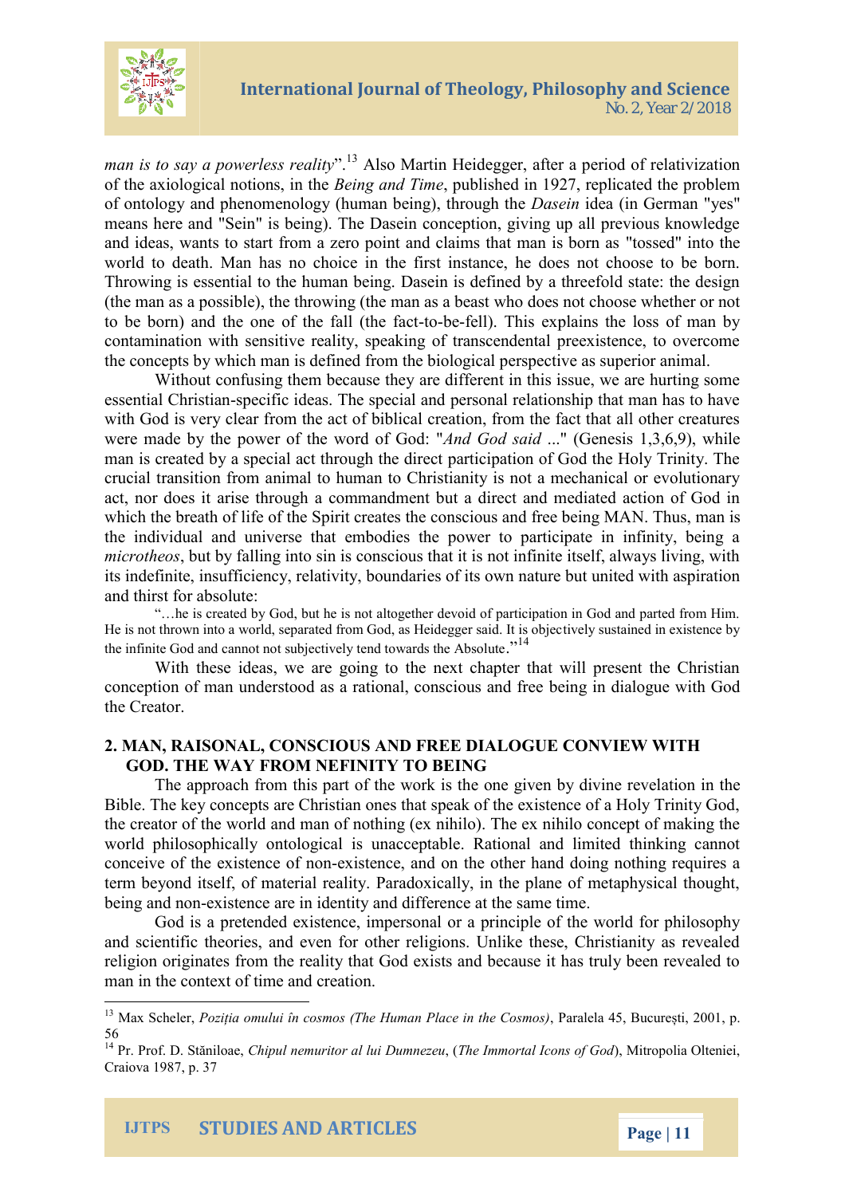*man is to say a powerless reality*".[13] Also Martin Heidegger, after a period of relativization of the axiological notions, in the *Being and Time*, published in 1927, replicated the problem of ontology and phenomenology (human being), through the *Dasein* idea (in German "yes" means here and "Sein" is being). The Dasein conception, giving up all previous knowledge and ideas, wants to start from a zero point and claims that man is born as "tossed" into the world to death. Man has no choice in the first instance, he does not choose to be born. Throwing is essential to the human being. Dasein is defined by a threefold state: the design (the man as a possible), the throwing (the man as a beast who does not choose whether or not to be born) and the one of the fall (the fact-to-be-fell). This explains the loss of man by contamination with sensitive reality, speaking of transcendental preexistence, to overcome the concepts by which man is defined from the biological perspective as superior animal.

Without confusing them because they are different in this issue, we are hurting some essential Christian-specific ideas. The special and personal relationship that man has to have with God is very clear from the act of biblical creation, from the fact that all other creatures were made by the power of the word of God: "*And God said ...*" (Genesis 1,3,6,9), while man is created by a special act through the direct participation of God the Holy Trinity. The crucial transition from animal to human to Christianity is not a mechanical or evolutionary act, nor does it arise through a commandment but a direct and mediated action of God in which the breath of life of the Spirit creates the conscious and free being MAN. Thus, man is the individual and universe that embodies the power to participate in infinity, being a *microtheos*, but by falling into sin is conscious that it is not infinite itself, always living, with its indefinite, insufficiency, relativity, boundaries of its own nature but united with aspiration and thirst for absolute:

> "…he is created by God, but he is not altogether devoid of participation in God and parted from Him. He is not thrown into a world, separated from God, as Heidegger said. It is objectively sustained in existence by the infinite God and cannot not subjectively tend towards the Absolute."[14]

With these ideas, we are going to the next chapter that will present the Christian conception of man understood as a rational, conscious and free being in dialogue with God the Creator.

## 2. MAN, RAISONAL, CONSCIOUS AND FREE DIALOGUE CONVIEW WITH GOD. THE WAY FROM NEFINITY TO BEING

The approach from this part of the work is the one given by divine revelation in the Bible. The key concepts are Christian ones that speak of the existence of a Holy Trinity God, the creator of the world and man of nothing (ex nihilo). The ex nihilo concept of making the world philosophically ontological is unacceptable. Rational and limited thinking cannot conceive of the existence of non-existence, and on the other hand doing nothing requires a term beyond itself, of material reality. Paradoxically, in the plane of metaphysical thought, being and non-existence are in identity and difference at the same time.

God is a pretended existence, impersonal or a principle of the world for philosophy and scientific theories, and even for other religions. Unlike these, Christianity as revealed religion originates from the reality that God exists and because it has truly been revealed to man in the context of time and creation.

---

[13] Max Scheler, *Poziția omului în cosmos (The Human Place in the Cosmos)*, Paralela 45, București, 2001, p. 56

[14] Pr. Prof. D. Stăniloae, *Chipul nemuritor al lui Dumnezeu*, (*The Immortal Icons of God*), Mitropolia Olteniei, Craiova 1987, p. 37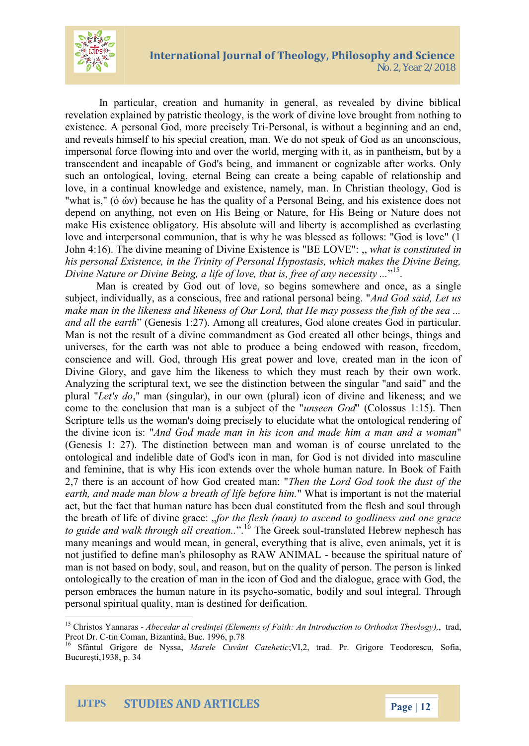In particular, creation and humanity in general, as revealed by divine biblical revelation explained by patristic theology, is the work of divine love brought from nothing to existence. A personal God, more precisely Tri-Personal, is without a beginning and an end, and reveals himself to his special creation, man. We do not speak of God as an unconscious, impersonal force flowing into and over the world, merging with it, as in pantheism, but by a transcendent and incapable of God's being, and immanent or cognizable after works. Only such an ontological, loving, eternal Being can create a being capable of relationship and love, in a continual knowledge and existence, namely, man. In Christian theology, God is "what is," (ό ών) because he has the quality of a Personal Being, and his existence does not depend on anything, not even on His Being or Nature, for His Being or Nature does not make His existence obligatory. His absolute will and liberty is accomplished as everlasting love and interpersonal communion, that is why he was blessed as follows: "God is love" (1 John 4:16). The divine meaning of Divine Existence is "BE LOVE": „ *what is constituted in his personal Existence, in the Trinity of Personal Hypostasis, which makes the Divine Being, Divine Nature or Divine Being, a life of love, that is, free of any necessity ...*"[15].

Man is created by God out of love, so begins somewhere and once, as a single subject, individually, as a conscious, free and rational personal being. "*And God said, Let us make man in the likeness and likeness of Our Lord, that He may possess the fish of the sea ... and all the earth*" (Genesis 1:27). Among all creatures, God alone creates God in particular. Man is not the result of a divine commandment as God created all other beings, things and universes, for the earth was not able to produce a being endowed with reason, freedom, conscience and will. God, through His great power and love, created man in the icon of Divine Glory, and gave him the likeness to which they must reach by their own work. Analyzing the scriptural text, we see the distinction between the singular "and said" and the plural "*Let's do*," man (singular), in our own (plural) icon of divine and likeness; and we come to the conclusion that man is a subject of the "*unseen God*" (Colossus 1:15). Then Scripture tells us the woman's doing precisely to elucidate what the ontological rendering of the divine icon is: "*And God made man in his icon and made him a man and a woman*" (Genesis 1: 27). The distinction between man and woman is of course unrelated to the ontological and indelible date of God's icon in man, for God is not divided into masculine and feminine, that is why His icon extends over the whole human nature. In Book of Faith 2,7 there is an account of how God created man: "*Then the Lord God took the dust of the earth, and made man blow a breath of life before him.*" What is important is not the material act, but the fact that human nature has been dual constituted from the flesh and soul through the breath of life of divine grace: „*for the flesh (man) to ascend to godliness and one grace to guide and walk through all creation..*".[16] The Greek soul-translated Hebrew nephesch has many meanings and would mean, in general, everything that is alive, even animals, yet it is not justified to define man's philosophy as RAW ANIMAL - because the spiritual nature of man is not based on body, soul, and reason, but on the quality of person. The person is linked ontologically to the creation of man in the icon of God and the dialogue, grace with God, the person embraces the human nature in its psycho-somatic, bodily and soul integral. Through personal spiritual quality, man is destined for deification.

---

[15] Christos Yannaras - *Abecedar al credinței (Elements of Faith: An Introduction to Orthodox Theology),*, trad, Preot Dr. C-tin Coman, Bizantină, Buc. 1996, p.78

[16] Sfântul Grigore de Nyssa, *Marele Cuvânt Catehetic*;VI,2, trad. Pr. Grigore Teodorescu, Sofia, București,1938, p. 34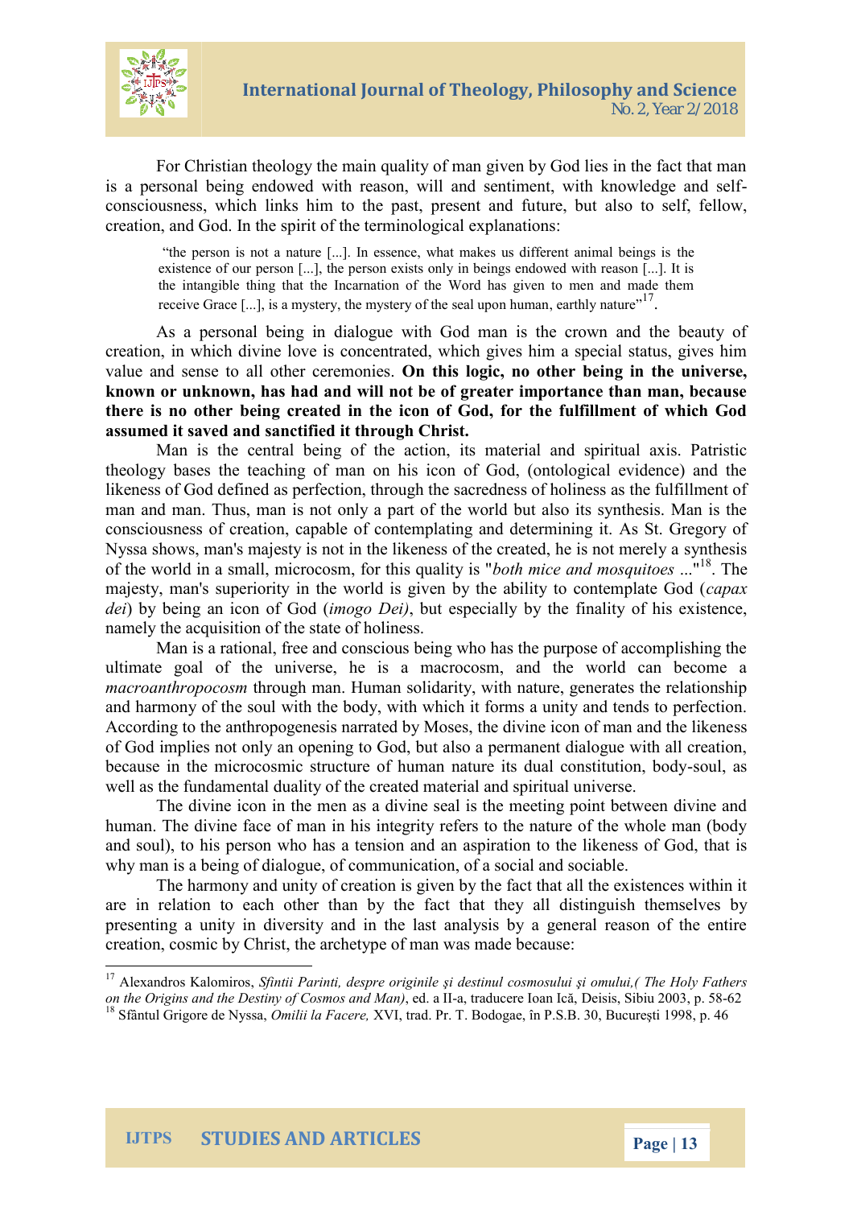For Christian theology the main quality of man given by God lies in the fact that man is a personal being endowed with reason, will and sentiment, with knowledge and self-consciousness, which links him to the past, present and future, but also to self, fellow, creation, and God. In the spirit of the terminological explanations:

> "the person is not a nature [...]. In essence, what makes us different animal beings is the existence of our person [...], the person exists only in beings endowed with reason [...]. It is the intangible thing that the Incarnation of the Word has given to men and made them receive Grace [...], is a mystery, the mystery of the seal upon human, earthly nature"[17].

As a personal being in dialogue with God man is the crown and the beauty of creation, in which divine love is concentrated, which gives him a special status, gives him value and sense to all other ceremonies. **On this logic, no other being in the universe, known or unknown, has had and will not be of greater importance than man, because there is no other being created in the icon of God, for the fulfillment of which God assumed it saved and sanctified it through Christ.**

Man is the central being of the action, its material and spiritual axis. Patristic theology bases the teaching of man on his icon of God, (ontological evidence) and the likeness of God defined as perfection, through the sacredness of holiness as the fulfillment of man and man. Thus, man is not only a part of the world but also its synthesis. Man is the consciousness of creation, capable of contemplating and determining it. As St. Gregory of Nyssa shows, man's majesty is not in the likeness of the created, he is not merely a synthesis of the world in a small, microcosm, for this quality is "*both mice and mosquitoes* ..."[18]. The majesty, man's superiority in the world is given by the ability to contemplate God (*capax dei*) by being an icon of God (*imogo Dei)*, but especially by the finality of his existence, namely the acquisition of the state of holiness.

Man is a rational, free and conscious being who has the purpose of accomplishing the ultimate goal of the universe, he is a macrocosm, and the world can become a *macroanthropocosm* through man. Human solidarity, with nature, generates the relationship and harmony of the soul with the body, with which it forms a unity and tends to perfection. According to the anthropogenesis narrated by Moses, the divine icon of man and the likeness of God implies not only an opening to God, but also a permanent dialogue with all creation, because in the microcosmic structure of human nature its dual constitution, body-soul, as well as the fundamental duality of the created material and spiritual universe.

The divine icon in the men as a divine seal is the meeting point between divine and human. The divine face of man in his integrity refers to the nature of the whole man (body and soul), to his person who has a tension and an aspiration to the likeness of God, that is why man is a being of dialogue, of communication, of a social and sociable.

The harmony and unity of creation is given by the fact that all the existences within it are in relation to each other than by the fact that they all distinguish themselves by presenting a unity in diversity and in the last analysis by a general reason of the entire creation, cosmic by Christ, the archetype of man was made because:

---

[17] Alexandros Kalomiros, *Sfintii Parinti, despre originile şi destinul cosmosului şi omului,( The Holy Fathers on the Origins and the Destiny of Cosmos and Man)*, ed. a II-a, traducere Ioan Ică, Deisis, Sibiu 2003, p. 58-62

[18] Sfântul Grigore de Nyssa, *Omilii la Facere,* XVI, trad. Pr. T. Bodogae, în P.S.B. 30, Bucureşti 1998, p. 46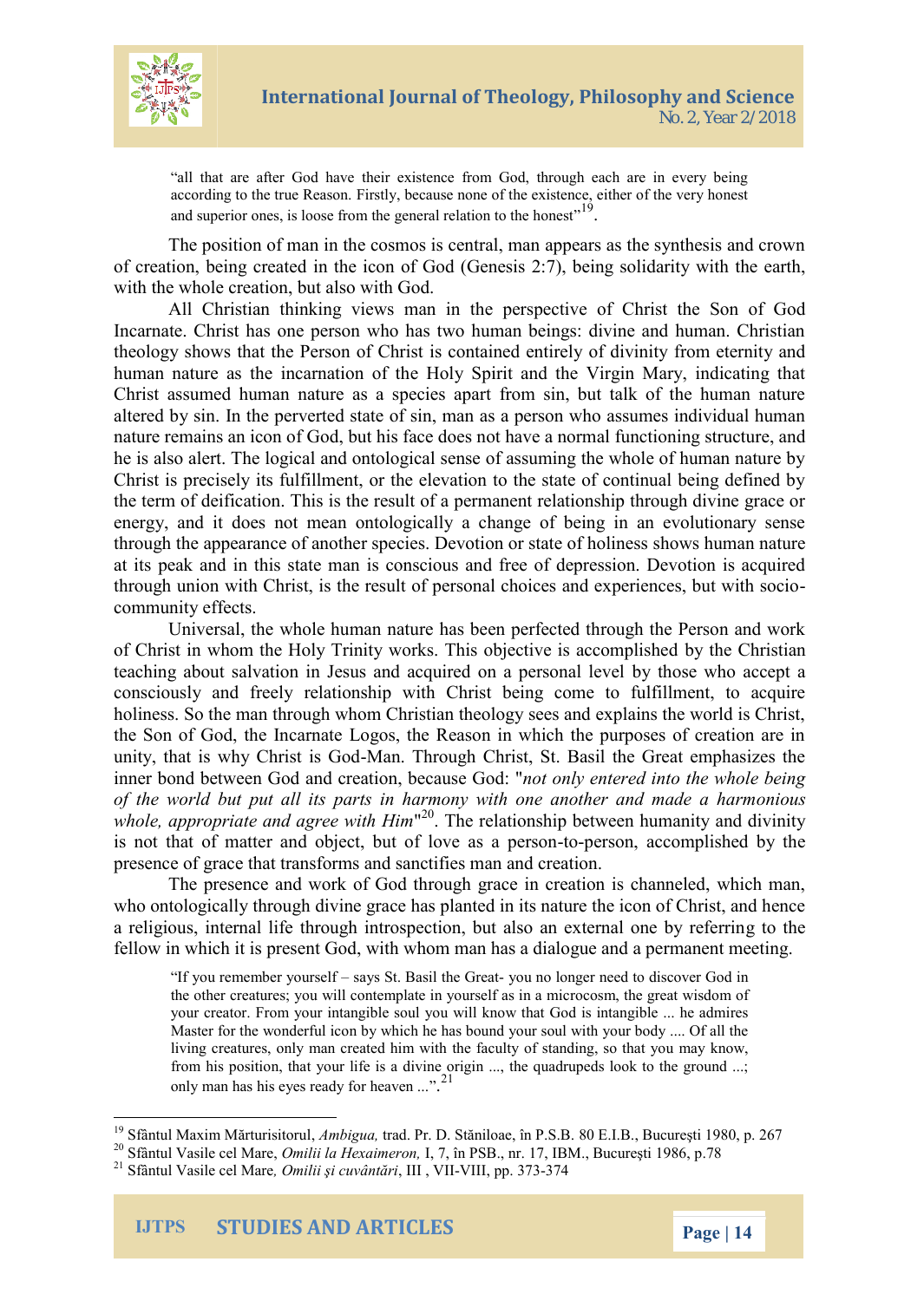> "all that are after God have their existence from God, through each are in every being according to the true Reason. Firstly, because none of the existence, either of the very honest and superior ones, is loose from the general relation to the honest"[19].

The position of man in the cosmos is central, man appears as the synthesis and crown of creation, being created in the icon of God (Genesis 2:7), being solidarity with the earth, with the whole creation, but also with God.

All Christian thinking views man in the perspective of Christ the Son of God Incarnate. Christ has one person who has two human beings: divine and human. Christian theology shows that the Person of Christ is contained entirely of divinity from eternity and human nature as the incarnation of the Holy Spirit and the Virgin Mary, indicating that Christ assumed human nature as a species apart from sin, but talk of the human nature altered by sin. In the perverted state of sin, man as a person who assumes individual human nature remains an icon of God, but his face does not have a normal functioning structure, and he is also alert. The logical and ontological sense of assuming the whole of human nature by Christ is precisely its fulfillment, or the elevation to the state of continual being defined by the term of deification. This is the result of a permanent relationship through divine grace or energy, and it does not mean ontologically a change of being in an evolutionary sense through the appearance of another species. Devotion or state of holiness shows human nature at its peak and in this state man is conscious and free of depression. Devotion is acquired through union with Christ, is the result of personal choices and experiences, but with socio-community effects.

Universal, the whole human nature has been perfected through the Person and work of Christ in whom the Holy Trinity works. This objective is accomplished by the Christian teaching about salvation in Jesus and acquired on a personal level by those who accept a consciously and freely relationship with Christ being come to fulfillment, to acquire holiness. So the man through whom Christian theology sees and explains the world is Christ, the Son of God, the Incarnate Logos, the Reason in which the purposes of creation are in unity, that is why Christ is God-Man. Through Christ, St. Basil the Great emphasizes the inner bond between God and creation, because God: "*not only entered into the whole being of the world but put all its parts in harmony with one another and made a harmonious whole, appropriate and agree with Him*"[20]. The relationship between humanity and divinity is not that of matter and object, but of love as a person-to-person, accomplished by the presence of grace that transforms and sanctifies man and creation.

The presence and work of God through grace in creation is channeled, which man, who ontologically through divine grace has planted in its nature the icon of Christ, and hence a religious, internal life through introspection, but also an external one by referring to the fellow in which it is present God, with whom man has a dialogue and a permanent meeting.

> "If you remember yourself – says St. Basil the Great- you no longer need to discover God in the other creatures; you will contemplate in yourself as in a microcosm, the great wisdom of your creator. From your intangible soul you will know that God is intangible ... he admires Master for the wonderful icon by which he has bound your soul with your body .... Of all the living creatures, only man created him with the faculty of standing, so that you may know, from his position, that your life is a divine origin ..., the quadrupeds look to the ground ...; only man has his eyes ready for heaven ...".[21]

---

[19] Sfântul Maxim Mărturisitorul, *Ambigua,* trad. Pr. D. Stăniloae, în P.S.B. 80 E.I.B., Bucureşti 1980, p. 267

[20] Sfântul Vasile cel Mare, *Omilii la Hexaimeron,* I, 7, în PSB., nr. 17, IBM., Bucureşti 1986, p.78

[21] Sfântul Vasile cel Mare*, Omilii şi cuvântări*, III , VII-VIII, pp. 373-374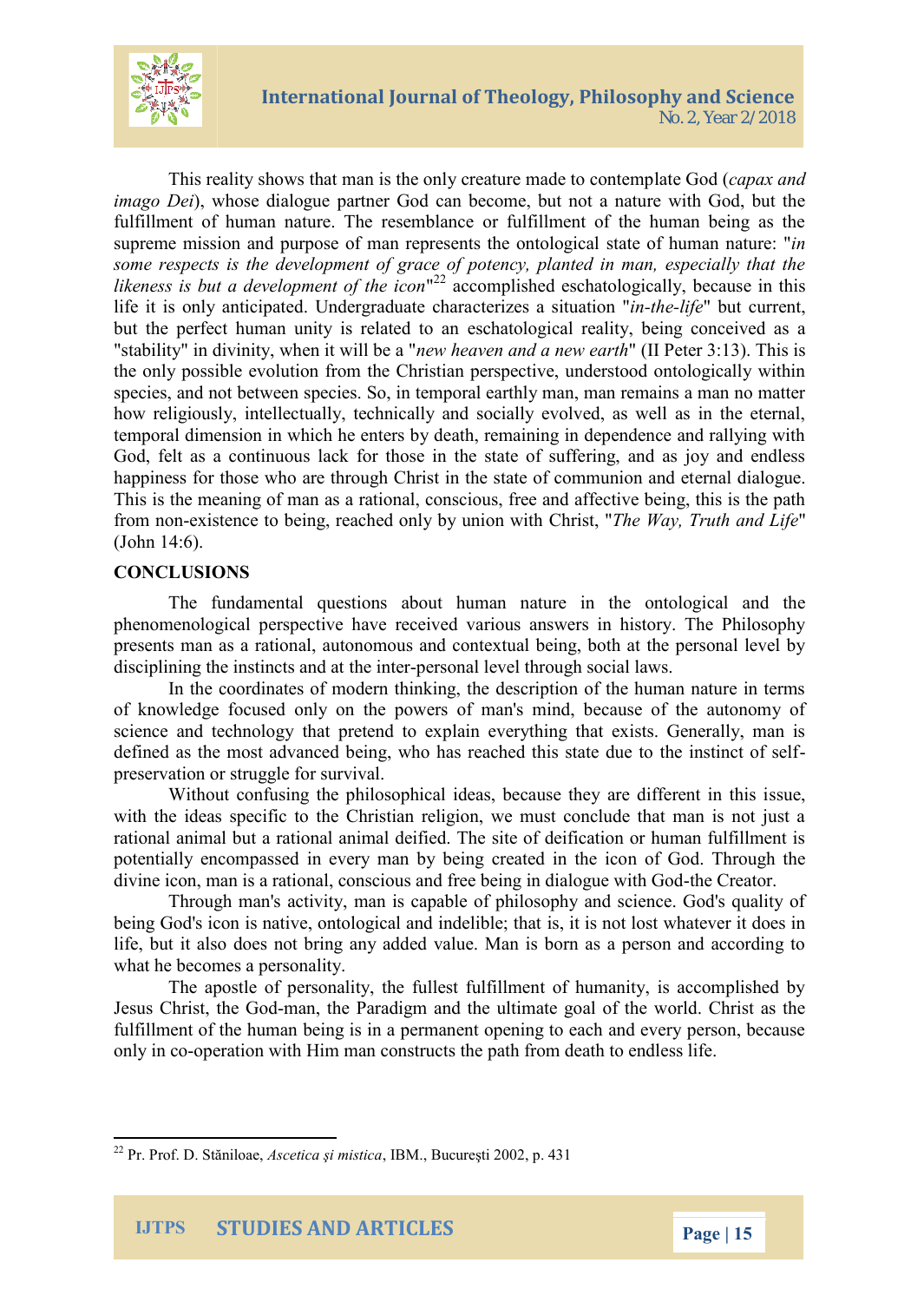This reality shows that man is the only creature made to contemplate God (*capax and imago Dei*), whose dialogue partner God can become, but not a nature with God, but the fulfillment of human nature. The resemblance or fulfillment of the human being as the supreme mission and purpose of man represents the ontological state of human nature: "*in some respects is the development of grace of potency, planted in man, especially that the likeness is but a development of the icon*"[22] accomplished eschatologically, because in this life it is only anticipated. Undergraduate characterizes a situation "*in-the-life*" but current, but the perfect human unity is related to an eschatological reality, being conceived as a "stability" in divinity, when it will be a "*new heaven and a new earth*" (II Peter 3:13). This is the only possible evolution from the Christian perspective, understood ontologically within species, and not between species. So, in temporal earthly man, man remains a man no matter how religiously, intellectually, technically and socially evolved, as well as in the eternal, temporal dimension in which he enters by death, remaining in dependence and rallying with God, felt as a continuous lack for those in the state of suffering, and as joy and endless happiness for those who are through Christ in the state of communion and eternal dialogue. This is the meaning of man as a rational, conscious, free and affective being, this is the path from non-existence to being, reached only by union with Christ, "*The Way, Truth and Life*" (John 14:6).

## CONCLUSIONS

The fundamental questions about human nature in the ontological and the phenomenological perspective have received various answers in history. The Philosophy presents man as a rational, autonomous and contextual being, both at the personal level by disciplining the instincts and at the inter-personal level through social laws.

In the coordinates of modern thinking, the description of the human nature in terms of knowledge focused only on the powers of man's mind, because of the autonomy of science and technology that pretend to explain everything that exists. Generally, man is defined as the most advanced being, who has reached this state due to the instinct of self-preservation or struggle for survival.

Without confusing the philosophical ideas, because they are different in this issue, with the ideas specific to the Christian religion, we must conclude that man is not just a rational animal but a rational animal deified. The site of deification or human fulfillment is potentially encompassed in every man by being created in the icon of God. Through the divine icon, man is a rational, conscious and free being in dialogue with God-the Creator.

Through man's activity, man is capable of philosophy and science. God's quality of being God's icon is native, ontological and indelible; that is, it is not lost whatever it does in life, but it also does not bring any added value. Man is born as a person and according to what he becomes a personality.

The apostle of personality, the fullest fulfillment of humanity, is accomplished by Jesus Christ, the God-man, the Paradigm and the ultimate goal of the world. Christ as the fulfillment of the human being is in a permanent opening to each and every person, because only in co-operation with Him man constructs the path from death to endless life.

---

[22] Pr. Prof. D. Stăniloae, *Ascetica şi mistica*, IBM., Bucureşti 2002, p. 431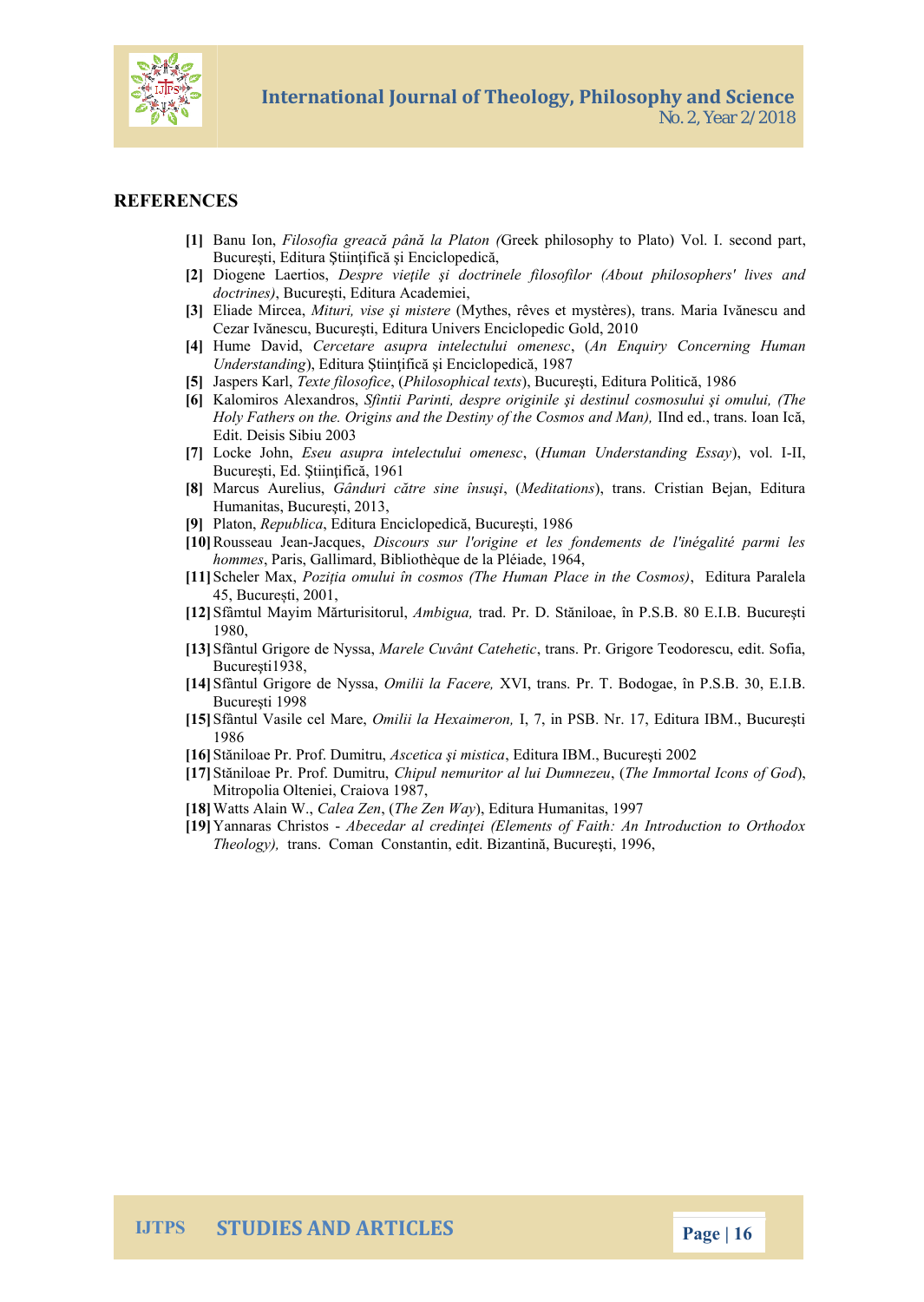## REFERENCES

[1] Banu Ion, *Filosofia greacă până la Platon (*Greek philosophy to Plato) Vol. I. second part, Bucureşti, Editura Ştiinţifică şi Enciclopedică,

[2] Diogene Laertios, *Despre vieţile şi doctrinele filosofilor (About philosophers' lives and doctrines)*, Bucureşti, Editura Academiei,

[3] Eliade Mircea, *Mituri, vise şi mistere* (Mythes, rêves et mystères), trans. Maria Ivănescu and Cezar Ivănescu, Bucureşti, Editura Univers Enciclopedic Gold, 2010

[4] Hume David, *Cercetare asupra intelectului omenesc*, (*An Enquiry Concerning Human Understanding*), Editura Ştiinţifică şi Enciclopedică, 1987

[5] Jaspers Karl, *Texte filosofice*, (*Philosophical texts*), Bucureşti, Editura Politică, 1986

[6] Kalomiros Alexandros, *Sfintii Parinti, despre originile şi destinul cosmosului şi omului, (The Holy Fathers on the. Origins and the Destiny of the Cosmos and Man),* IInd ed., trans. Ioan Ică, Edit. Deisis Sibiu 2003

[7] Locke John, *Eseu asupra intelectului omenesc*, (*Human Understanding Essay*), vol. I-II, Bucureşti, Ed. Ştiinţifică, 1961

[8] Marcus Aurelius, *Gânduri către sine însuşi*, (*Meditations*), trans. Cristian Bejan, Editura Humanitas, Bucureşti, 2013,

[9] Platon, *Republica*, Editura Enciclopedică, Bucureşti, 1986

[10] Rousseau Jean-Jacques, *Discours sur l'origine et les fondements de l'inégalité parmi les hommes*, Paris, Gallimard, Bibliothèque de la Pléiade, 1964,

[11] Scheler Max, *Poziţia omului în cosmos (The Human Place in the Cosmos)*, Editura Paralela 45, Bucureşti, 2001,

[12] Sfâmtul Mayim Mărturisitorul, *Ambigua,* trad. Pr. D. Stăniloae, în P.S.B. 80 E.I.B. Bucureşti 1980,

[13] Sfântul Grigore de Nyssa, *Marele Cuvânt Catehetic*, trans. Pr. Grigore Teodorescu, edit. Sofia, Bucureşti1938,

[14] Sfântul Grigore de Nyssa, *Omilii la Facere,* XVI, trans. Pr. T. Bodogae, în P.S.B. 30, E.I.B. Bucureşti 1998

[15] Sfântul Vasile cel Mare, *Omilii la Hexaimeron,* I, 7, in PSB. Nr. 17, Editura IBM., Bucureşti 1986

[16] Stăniloae Pr. Prof. Dumitru, *Ascetica şi mistica*, Editura IBM., Bucureşti 2002

[17] Stăniloae Pr. Prof. Dumitru, *Chipul nemuritor al lui Dumnezeu*, (*The Immortal Icons of God*), Mitropolia Olteniei, Craiova 1987,

[18] Watts Alain W., *Calea Zen*, (*The Zen Way*), Editura Humanitas, 1997

[19] Yannaras Christos - *Abecedar al credinţei (Elements of Faith: An Introduction to Orthodox Theology),* trans. Coman Constantin, edit. Bizantină, Bucureşti, 1996,